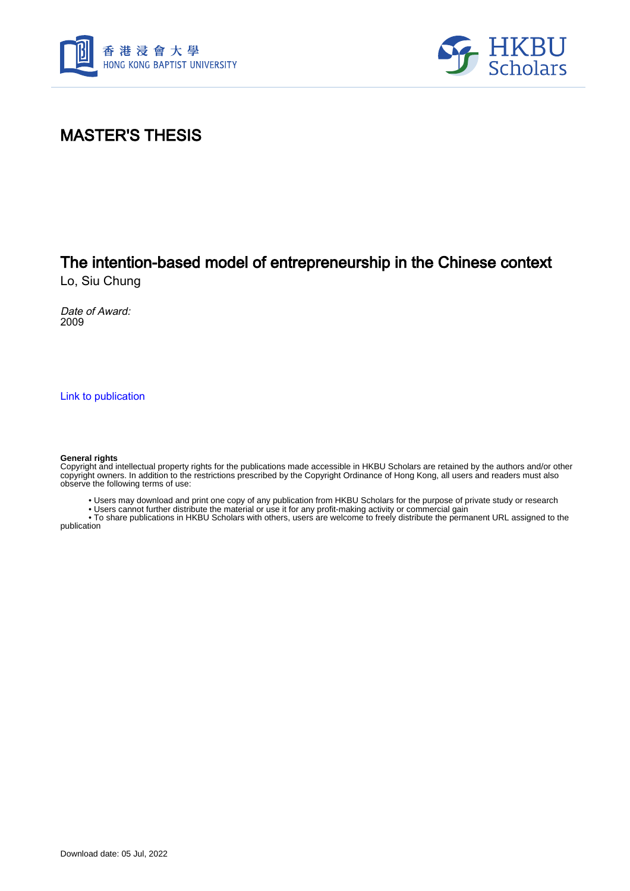# MASTER'S THESIS

## The intention-based model of entrepreneurship in the Chinese context

Lo, Siu Chung

*Date of Award:*
2009

Link to publication

**General rights**
Copyright and intellectual property rights for the publications made accessible in HKBU Scholars are retained by the authors and/or other copyright owners. In addition to the restrictions prescribed by the Copyright Ordinance of Hong Kong, all users and readers must also observe the following terms of use:

- Users may download and print one copy of any publication from HKBU Scholars for the purpose of private study or research
- Users cannot further distribute the material or use it for any profit-making activity or commercial gain
- To share publications in HKBU Scholars with others, users are welcome to freely distribute the permanent URL assigned to the publication

Download date: 05 Jul, 2022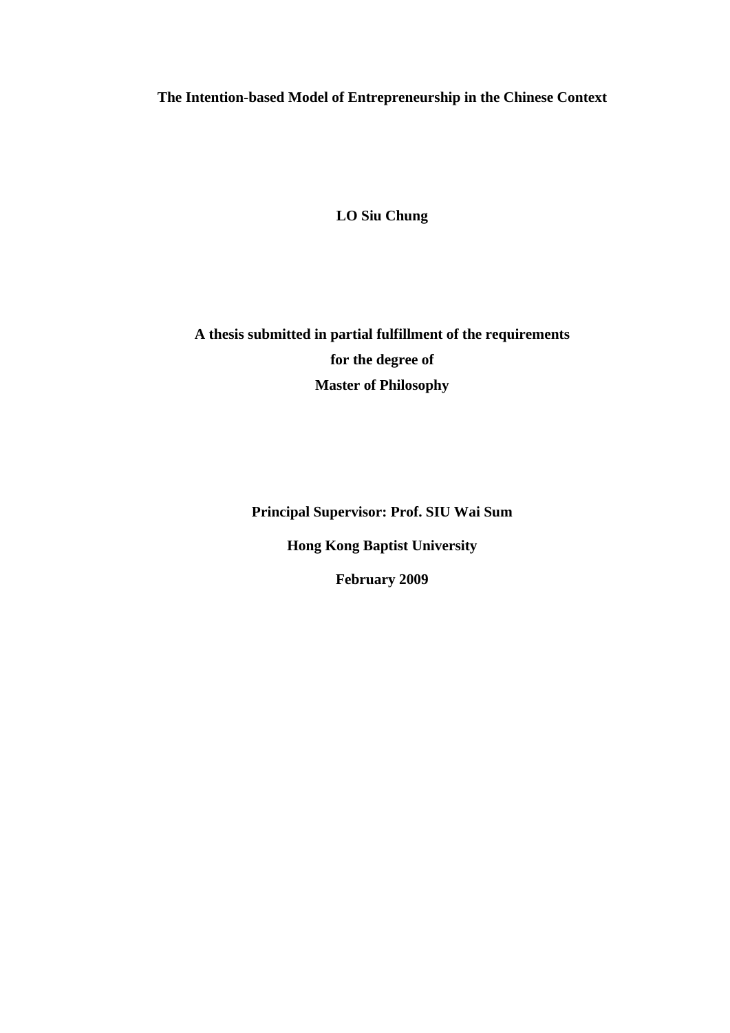**The Intention-based Model of Entrepreneurship in the Chinese Context**

**LO Siu Chung**

**A thesis submitted in partial fulfillment of the requirements**
**for the degree of**
**Master of Philosophy**

**Principal Supervisor: Prof. SIU Wai Sum**

**Hong Kong Baptist University**

**February 2009**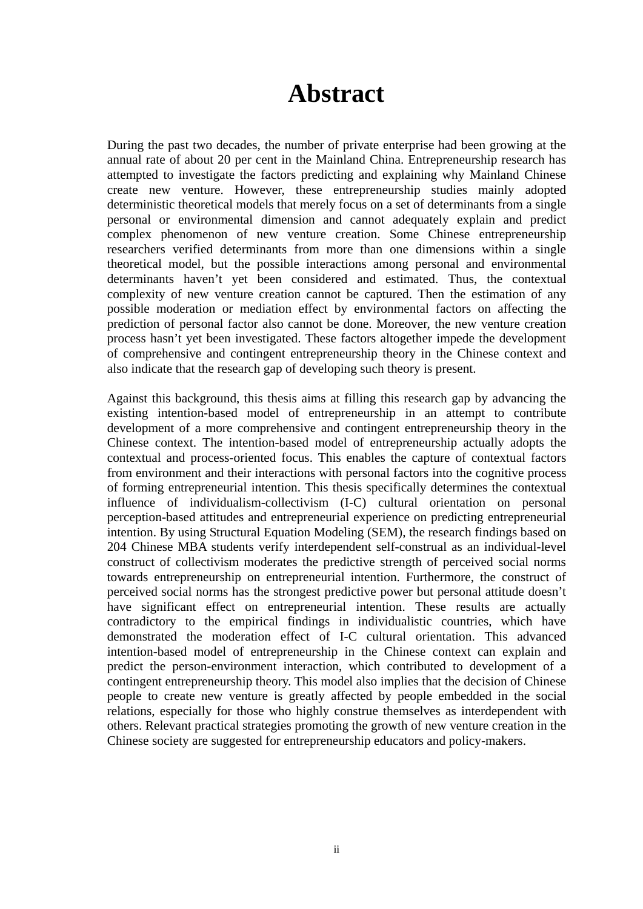# Abstract

During the past two decades, the number of private enterprise had been growing at the annual rate of about 20 per cent in the Mainland China. Entrepreneurship research has attempted to investigate the factors predicting and explaining why Mainland Chinese create new venture. However, these entrepreneurship studies mainly adopted deterministic theoretical models that merely focus on a set of determinants from a single personal or environmental dimension and cannot adequately explain and predict complex phenomenon of new venture creation. Some Chinese entrepreneurship researchers verified determinants from more than one dimensions within a single theoretical model, but the possible interactions among personal and environmental determinants haven't yet been considered and estimated. Thus, the contextual complexity of new venture creation cannot be captured. Then the estimation of any possible moderation or mediation effect by environmental factors on affecting the prediction of personal factor also cannot be done. Moreover, the new venture creation process hasn't yet been investigated. These factors altogether impede the development of comprehensive and contingent entrepreneurship theory in the Chinese context and also indicate that the research gap of developing such theory is present.

Against this background, this thesis aims at filling this research gap by advancing the existing intention-based model of entrepreneurship in an attempt to contribute development of a more comprehensive and contingent entrepreneurship theory in the Chinese context. The intention-based model of entrepreneurship actually adopts the contextual and process-oriented focus. This enables the capture of contextual factors from environment and their interactions with personal factors into the cognitive process of forming entrepreneurial intention. This thesis specifically determines the contextual influence of individualism-collectivism (I-C) cultural orientation on personal perception-based attitudes and entrepreneurial experience on predicting entrepreneurial intention. By using Structural Equation Modeling (SEM), the research findings based on 204 Chinese MBA students verify interdependent self-construal as an individual-level construct of collectivism moderates the predictive strength of perceived social norms towards entrepreneurship on entrepreneurial intention. Furthermore, the construct of perceived social norms has the strongest predictive power but personal attitude doesn't have significant effect on entrepreneurial intention. These results are actually contradictory to the empirical findings in individualistic countries, which have demonstrated the moderation effect of I-C cultural orientation. This advanced intention-based model of entrepreneurship in the Chinese context can explain and predict the person-environment interaction, which contributed to development of a contingent entrepreneurship theory. This model also implies that the decision of Chinese people to create new venture is greatly affected by people embedded in the social relations, especially for those who highly construe themselves as interdependent with others. Relevant practical strategies promoting the growth of new venture creation in the Chinese society are suggested for entrepreneurship educators and policy-makers.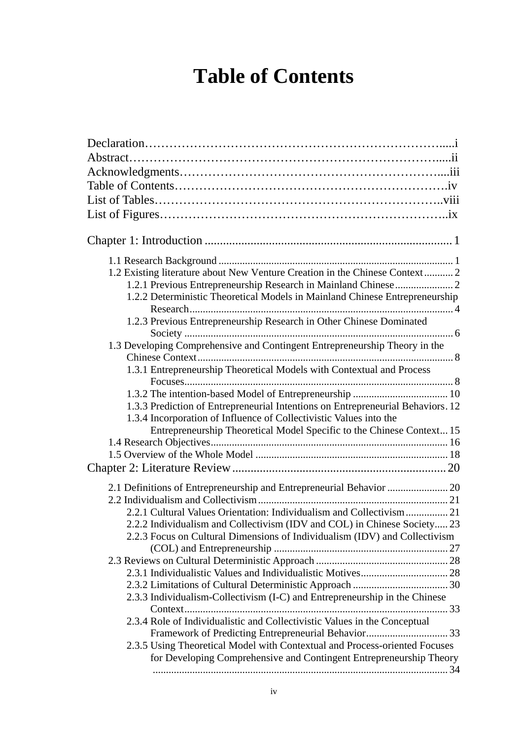# Table of Contents

Declaration……………………………………………………………….....i
Abstract……………………………………………………………….....ii
Acknowledgments………………………………………………………....iii
Table of Contents………………………………………………………….iv
List of Tables……………………………………………………………..viii
List of Figures……………………………………………………………..ix

Chapter 1: Introduction ................................................................................ 1

- 1.1 Research Background ........................................................................................ 1
- 1.2 Existing literature about New Venture Creation in the Chinese Context ........... 2
  - 1.2.1 Previous Entrepreneurship Research in Mainland Chinese ...................... 2
  - 1.2.2 Deterministic Theoretical Models in Mainland Chinese Entrepreneurship Research .................................................................................................. 4
  - 1.2.3 Previous Entrepreneurship Research in Other Chinese Dominated Society ..................................................................................................... 6
- 1.3 Developing Comprehensive and Contingent Entrepreneurship Theory in the Chinese Context ................................................................................................ 8
  - 1.3.1 Entrepreneurship Theoretical Models with Contextual and Process Focuses..................................................................................................... 8
  - 1.3.2 The intention-based Model of Entrepreneurship .................................... 10
  - 1.3.3 Prediction of Entrepreneurial Intentions on Entrepreneurial Behaviors. 12
  - 1.3.4 Incorporation of Influence of Collectivistic Values into the Entrepreneurship Theoretical Model Specific to the Chinese Context... 15
- 1.4 Research Objectives......................................................................................... 16
- 1.5 Overview of the Whole Model ........................................................................ 18

Chapter 2: Literature Review..................................................................... 20

- 2.1 Definitions of Entrepreneurship and Entrepreneurial Behavior ....................... 20
- 2.2 Individualism and Collectivism....................................................................... 21
  - 2.2.1 Cultural Values Orientation: Individualism and Collectivism ................ 21
  - 2.2.2 Individualism and Collectivism (IDV and COL) in Chinese Society..... 23
  - 2.2.3 Focus on Cultural Dimensions of Individualism (IDV) and Collectivism (COL) and Entrepreneurship ................................................................. 27
- 2.3 Reviews on Cultural Deterministic Approach ................................................. 28
  - 2.3.1 Individualistic Values and Individualistic Motives................................. 28
  - 2.3.2 Limitations of Cultural Deterministic Approach .................................... 30
  - 2.3.3 Individualism-Collectivism (I-C) and Entrepreneurship in the Chinese Context................................................................................................... 33
  - 2.3.4 Role of Individualistic and Collectivistic Values in the Conceptual Framework of Predicting Entrepreneurial Behavior............................... 33
  - 2.3.5 Using Theoretical Model with Contextual and Process-oriented Focuses for Developing Comprehensive and Contingent Entrepreneurship Theory .............................................................................................................. 34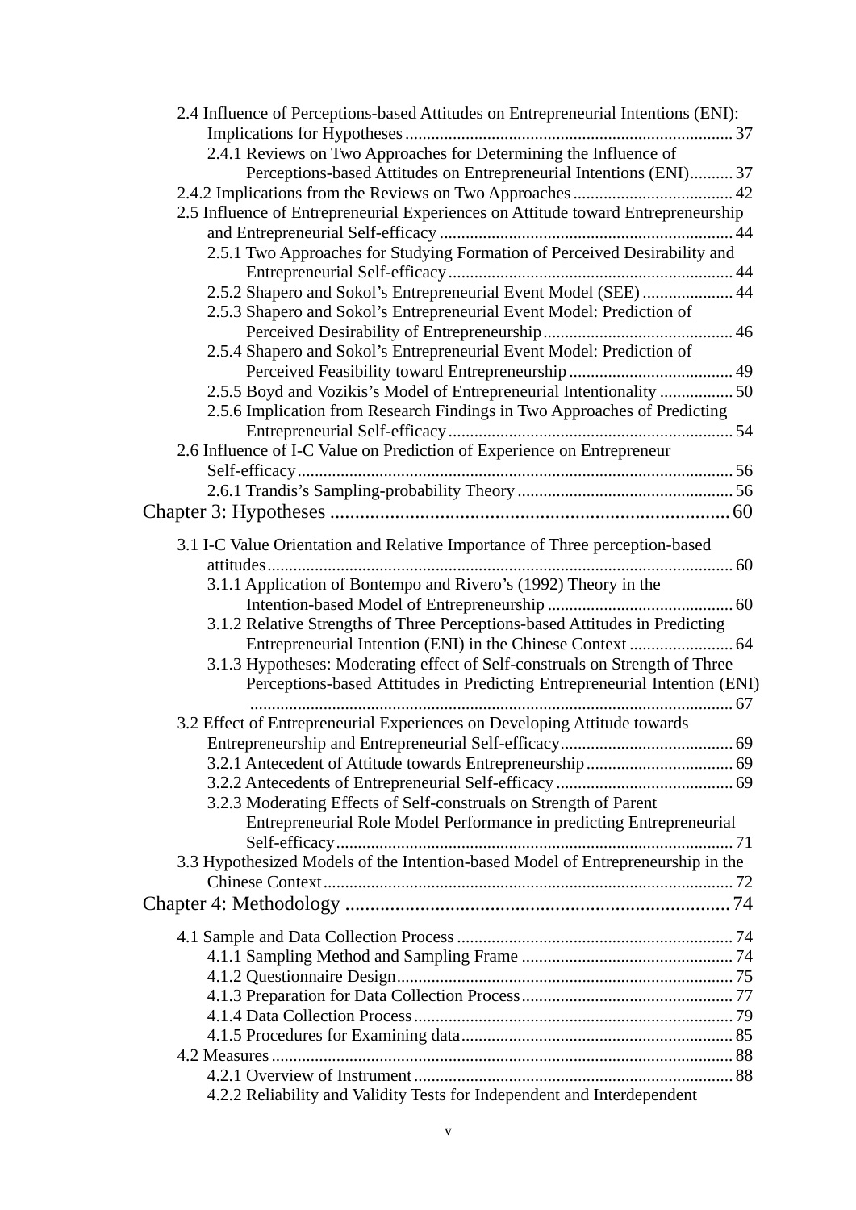2.4 Influence of Perceptions-based Attitudes on Entrepreneurial Intentions (ENI): Implications for Hypotheses ............................................................................ 37

2.4.1 Reviews on Two Approaches for Determining the Influence of Perceptions-based Attitudes on Entrepreneurial Intentions (ENI).......... 37

2.4.2 Implications from the Reviews on Two Approaches ..................................... 42

2.5 Influence of Entrepreneurial Experiences on Attitude toward Entrepreneurship and Entrepreneurial Self-efficacy .................................................................... 44

2.5.1 Two Approaches for Studying Formation of Perceived Desirability and Entrepreneurial Self-efficacy ................................................................. 44

2.5.2 Shapero and Sokol's Entrepreneurial Event Model (SEE) ..................... 44

2.5.3 Shapero and Sokol's Entrepreneurial Event Model: Prediction of Perceived Desirability of Entrepreneurship ............................................ 46

2.5.4 Shapero and Sokol's Entrepreneurial Event Model: Prediction of Perceived Feasibility toward Entrepreneurship ...................................... 49

2.5.5 Boyd and Vozikis's Model of Entrepreneurial Intentionality ................. 50

2.5.6 Implication from Research Findings in Two Approaches of Predicting Entrepreneurial Self-efficacy ................................................................. 54

2.6 Influence of I-C Value on Prediction of Experience on Entrepreneur Self-efficacy..................................................................................................... 56

2.6.1 Trandis's Sampling-probability Theory .................................................. 56

# Chapter 3: Hypotheses ................................................................................ 60

3.1 I-C Value Orientation and Relative Importance of Three perception-based attitudes........................................................................................................... 60

3.1.1 Application of Bontempo and Rivero's (1992) Theory in the Intention-based Model of Entrepreneurship ........................................... 60

3.1.2 Relative Strengths of Three Perceptions-based Attitudes in Predicting Entrepreneurial Intention (ENI) in the Chinese Context ........................ 64

3.1.3 Hypotheses: Moderating effect of Self-construals on Strength of Three Perceptions-based Attitudes in Predicting Entrepreneurial Intention (ENI) ................................................................................................................ 67

3.2 Effect of Entrepreneurial Experiences on Developing Attitude towards Entrepreneurship and Entrepreneurial Self-efficacy........................................ 69

3.2.1 Antecedent of Attitude towards Entrepreneurship .................................. 69

3.2.2 Antecedents of Entrepreneurial Self-efficacy ......................................... 69

3.2.3 Moderating Effects of Self-construals on Strength of Parent Entrepreneurial Role Model Performance in predicting Entrepreneurial Self-efficacy............................................................................................ 71

3.3 Hypothesized Models of the Intention-based Model of Entrepreneurship in the Chinese Context.............................................................................................. 72

# Chapter 4: Methodology ............................................................................. 74

4.1 Sample and Data Collection Process ................................................................ 74

4.1.1 Sampling Method and Sampling Frame ................................................. 74

4.1.2 Questionnaire Design.............................................................................. 75

4.1.3 Preparation for Data Collection Process................................................. 77

4.1.4 Data Collection Process .......................................................................... 79

4.1.5 Procedures for Examining data............................................................... 85

4.2 Measures ........................................................................................................... 88

4.2.1 Overview of Instrument .......................................................................... 88

4.2.2 Reliability and Validity Tests for Independent and Interdependent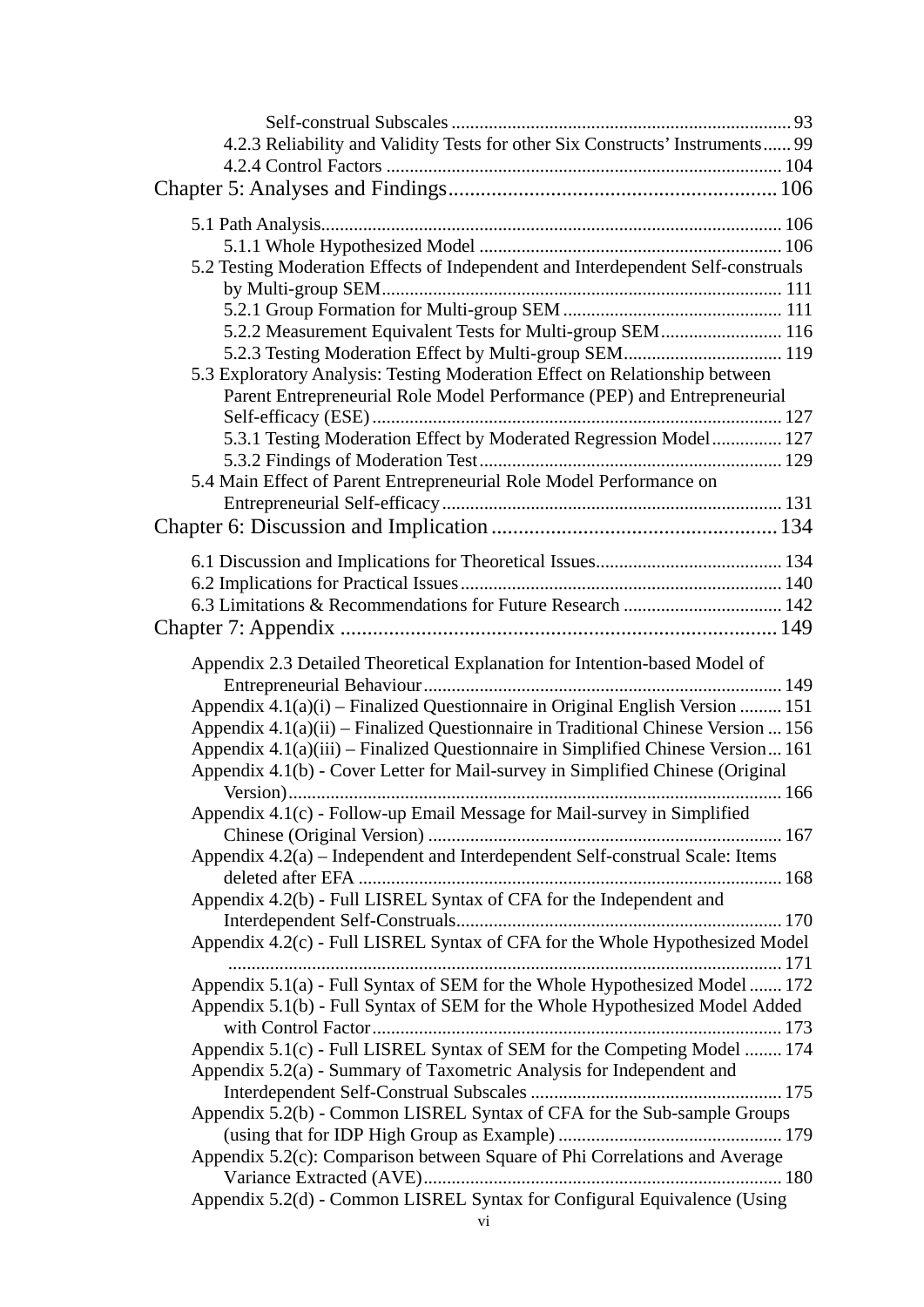Self-construal Subscales ........................................................................ 93

4.2.3 Reliability and Validity Tests for other Six Constructs' Instruments ...... 99

4.2.4 Control Factors ..................................................................................... 104

Chapter 5: Analyses and Findings ............................................................ 106

5.1 Path Analysis ................................................................................................. 106

5.1.1 Whole Hypothesized Model ................................................................. 106

5.2 Testing Moderation Effects of Independent and Interdependent Self-construals by Multi-group SEM ..................................................................................... 111

5.2.1 Group Formation for Multi-group SEM ............................................... 111

5.2.2 Measurement Equivalent Tests for Multi-group SEM .......................... 116

5.2.3 Testing Moderation Effect by Multi-group SEM .................................. 119

5.3 Exploratory Analysis: Testing Moderation Effect on Relationship between Parent Entrepreneurial Role Model Performance (PEP) and Entrepreneurial Self-efficacy (ESE) ....................................................................................... 127

5.3.1 Testing Moderation Effect by Moderated Regression Model ............... 127

5.3.2 Findings of Moderation Test ................................................................ 129

5.4 Main Effect of Parent Entrepreneurial Role Model Performance on Entrepreneurial Self-efficacy ........................................................................ 131

Chapter 6: Discussion and Implication ..................................................... 134

6.1 Discussion and Implications for Theoretical Issues ........................................ 134

6.2 Implications for Practical Issues .................................................................... 140

6.3 Limitations & Recommendations for Future Research .................................. 142

Chapter 7: Appendix ................................................................................. 149

Appendix 2.3 Detailed Theoretical Explanation for Intention-based Model of Entrepreneurial Behaviour ............................................................................ 149

Appendix 4.1(a)(i) – Finalized Questionnaire in Original English Version ......... 151

Appendix 4.1(a)(ii) – Finalized Questionnaire in Traditional Chinese Version ... 156

Appendix 4.1(a)(iii) – Finalized Questionnaire in Simplified Chinese Version .... 161

Appendix 4.1(b) - Cover Letter for Mail-survey in Simplified Chinese (Original Version) .......................................................................................................... 166

Appendix 4.1(c) - Follow-up Email Message for Mail-survey in Simplified Chinese (Original Version) ............................................................................ 167

Appendix 4.2(a) – Independent and Interdependent Self-construal Scale: Items deleted after EFA .......................................................................................... 168

Appendix 4.2(b) - Full LISREL Syntax of CFA for the Independent and Interdependent Self-Construals ...................................................................... 170

Appendix 4.2(c) - Full LISREL Syntax of CFA for the Whole Hypothesized Model ...................................................................................................................... 171

Appendix 5.1(a) - Full Syntax of SEM for the Whole Hypothesized Model ....... 172

Appendix 5.1(b) - Full Syntax of SEM for the Whole Hypothesized Model Added with Control Factor ....................................................................................... 173

Appendix 5.1(c) - Full LISREL Syntax of SEM for the Competing Model ........ 174

Appendix 5.2(a) - Summary of Taxometric Analysis for Independent and Interdependent Self-Construal Subscales ...................................................... 175

Appendix 5.2(b) - Common LISREL Syntax of CFA for the Sub-sample Groups (using that for IDP High Group as Example) ................................................ 179

Appendix 5.2(c): Comparison between Square of Phi Correlations and Average Variance Extracted (AVE) ............................................................................. 180

Appendix 5.2(d) - Common LISREL Syntax for Configural Equivalence (Using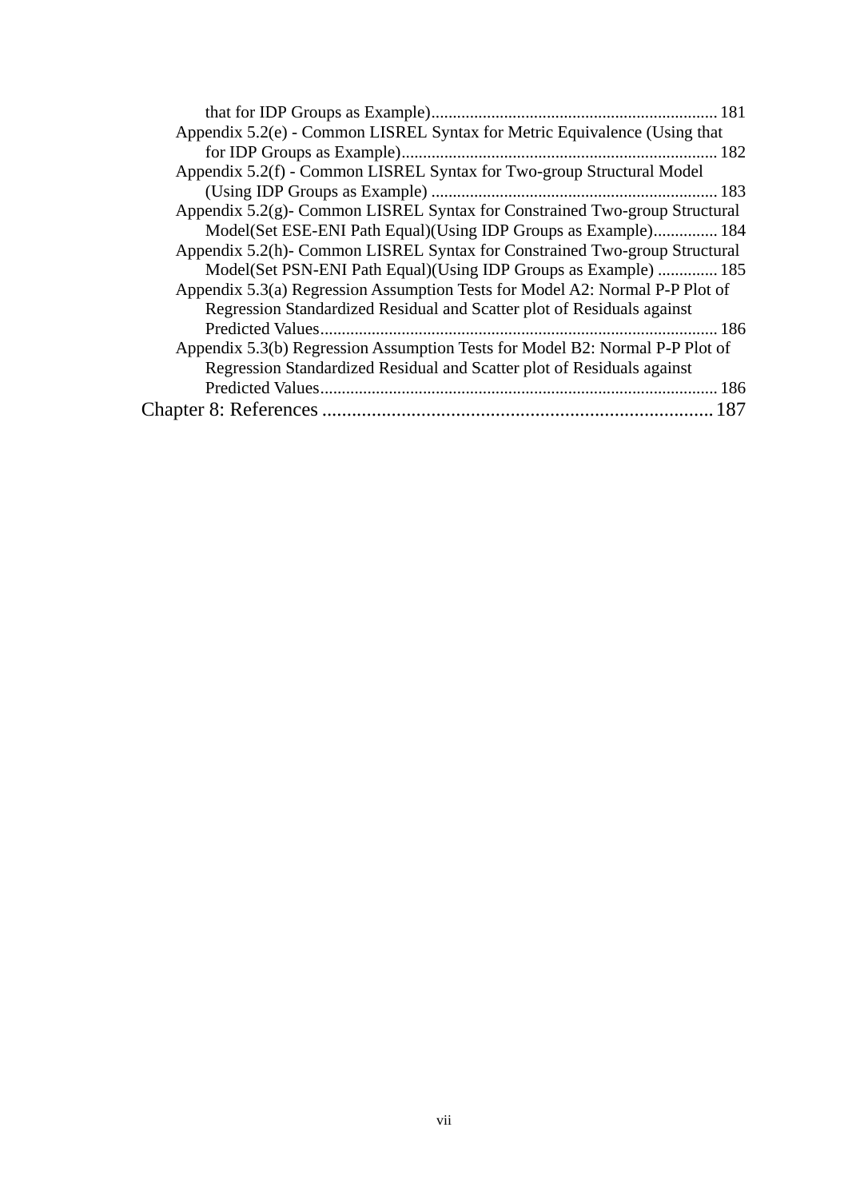that for IDP Groups as Example).................................................................... 181

Appendix 5.2(e) - Common LISREL Syntax for Metric Equivalence (Using that for IDP Groups as Example).......................................................................... 182

Appendix 5.2(f) - Common LISREL Syntax for Two-group Structural Model (Using IDP Groups as Example) ................................................................... 183

Appendix 5.2(g)- Common LISREL Syntax for Constrained Two-group Structural Model(Set ESE-ENI Path Equal)(Using IDP Groups as Example)............... 184

Appendix 5.2(h)- Common LISREL Syntax for Constrained Two-group Structural Model(Set PSN-ENI Path Equal)(Using IDP Groups as Example) .............. 185

Appendix 5.3(a) Regression Assumption Tests for Model A2: Normal P-P Plot of Regression Standardized Residual and Scatter plot of Residuals against Predicted Values............................................................................................ 186

Appendix 5.3(b) Regression Assumption Tests for Model B2: Normal P-P Plot of Regression Standardized Residual and Scatter plot of Residuals against Predicted Values............................................................................................ 186

Chapter 8: References ............................................................................. 187